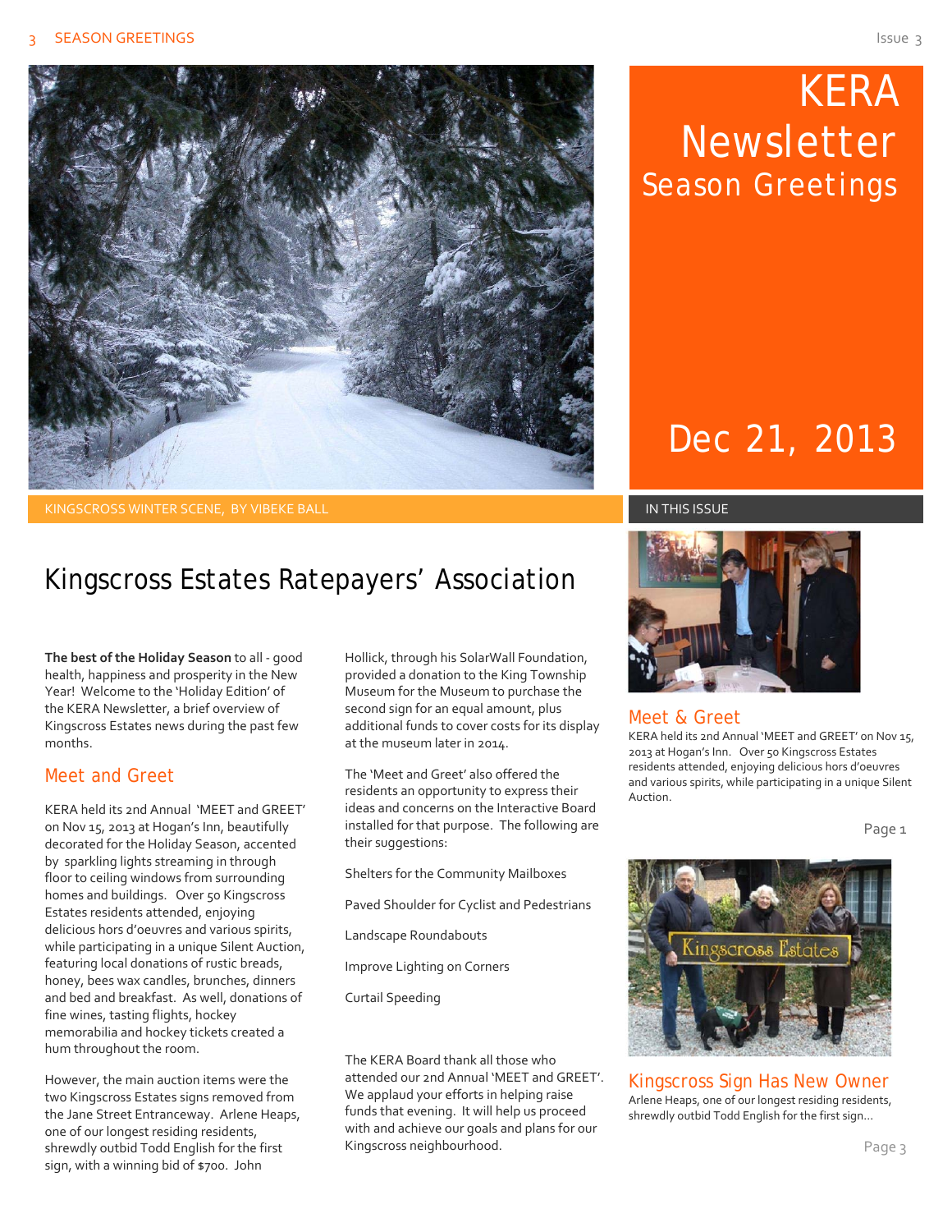# KERA Newsletter

## Season Greetings

Dec 21, 2013

KINGSCROSS WINTER SCENE, BY VIBEKE BALL

## Kingscross Estates Ratepayers' Association

**The best of the Holiday Season** to all - good health, happiness and prosperity in the New Year! Welcome to the 'Holiday Edition' of the KERA Newsletter, a brief overview of Kingscross Estates news during the past few months.

### Meet and Greet

KERA held its 2nd Annual 'MEET and GREET' on Nov 15, 2013 at Hogan's Inn, beautifully decorated for the Holiday Season, accented by sparkling lights streaming in through floor to ceiling windows from surrounding homes and buildings. Over 50 Kingscross Estates residents attended, enjoying delicious hors d'oeuvres and various spirits, while participating in a unique Silent Auction, featuring local donations of rustic breads, honey, bees wax candles, brunches, dinners and bed and breakfast. As well, donations of fine wines, tasting flights, hockey memorabilia and hockey tickets created a hum throughout the room.

However, the main auction items were the two Kingscross Estates signs removed from the Jane Street Entranceway. Arlene Heaps, one of our longest residing residents, shrewdly outbid Todd English for the first sign, with a winning bid of $700. John Hollick, through his SolarWall Foundation, provided a donation to the King Township Museum for the Museum to purchase the second sign for an equal amount, plus additional funds to cover costs for its display at the museum later in 2014.

The 'Meet and Greet' also offered the residents an opportunity to express their ideas and concerns on the Interactive Board installed for that purpose. The following are their suggestions:

Shelters for the Community Mailboxes

Paved Shoulder for Cyclist and Pedestrians

Landscape Roundabouts

Improve Lighting on Corners

Curtail Speeding

The KERA Board thank all those who attended our 2nd Annual 'MEET and GREET'. We applaud your efforts in helping raise funds that evening. It will help us proceed with and achieve our goals and plans for our Kingscross neighbourhood.

---

IN THIS ISSUE

### Meet & Greet

KERA held its 2nd Annual 'MEET and GREET' on Nov 15, 2013 at Hogan's Inn. Over 50 Kingscross Estates residents attended, enjoying delicious hors d'oeuvres and various spirits, while participating in a unique Silent Auction.

Page 1

### Kingscross Sign Has New Owner

Arlene Heaps, one of our longest residing residents, shrewdly outbid Todd English for the first sign...

Page 3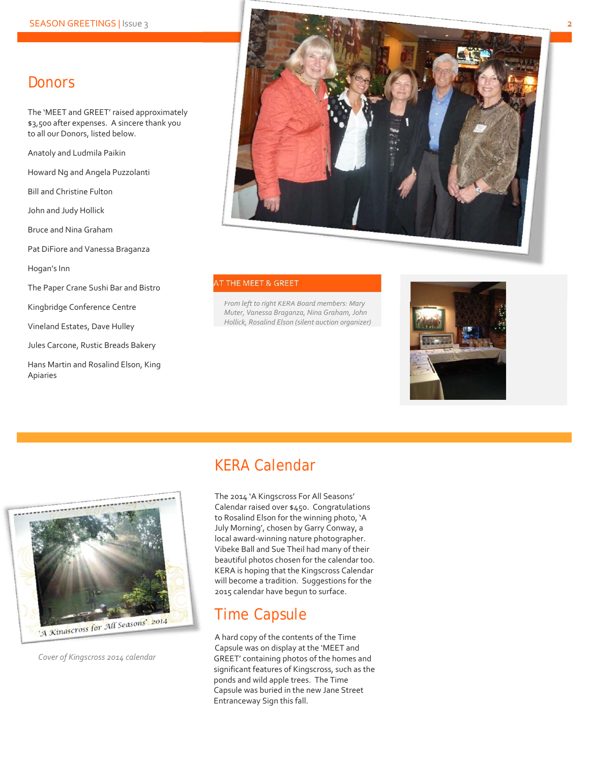## Donors

The 'MEET and GREET' raised approximately $3,500 after expenses. A sincere thank you to all our Donors, listed below.

Anatoly and Ludmila Paikin

Howard Ng and Angela Puzzolanti

Bill and Christine Fulton

John and Judy Hollick

Bruce and Nina Graham

Pat DiFiore and Vanessa Braganza

Hogan's Inn

The Paper Crane Sushi Bar and Bistro

Kingbridge Conference Centre

Vineland Estates, Dave Hulley

Jules Carcone, Rustic Breads Bakery

Hans Martin and Rosalind Elson, King Apiaries

AT THE MEET & GREET

*From left to right KERA Board members: Mary Muter, Vanessa Braganza, Nina Graham, John Hollick, Rosalind Elson (silent auction organizer)*

*Cover of Kingscross 2014 calendar*

## KERA Calendar

The 2014 'A Kingscross For All Seasons' Calendar raised over $450. Congratulations to Rosalind Elson for the winning photo, 'A July Morning', chosen by Garry Conway, a local award-winning nature photographer. Vibeke Ball and Sue Theil had many of their beautiful photos chosen for the calendar too. KERA is hoping that the Kingscross Calendar will become a tradition. Suggestions for the 2015 calendar have begun to surface.

## Time Capsule

A hard copy of the contents of the Time Capsule was on display at the 'MEET and GREET' containing photos of the homes and significant features of Kingscross, such as the ponds and wild apple trees. The Time Capsule was buried in the new Jane Street Entranceway Sign this fall.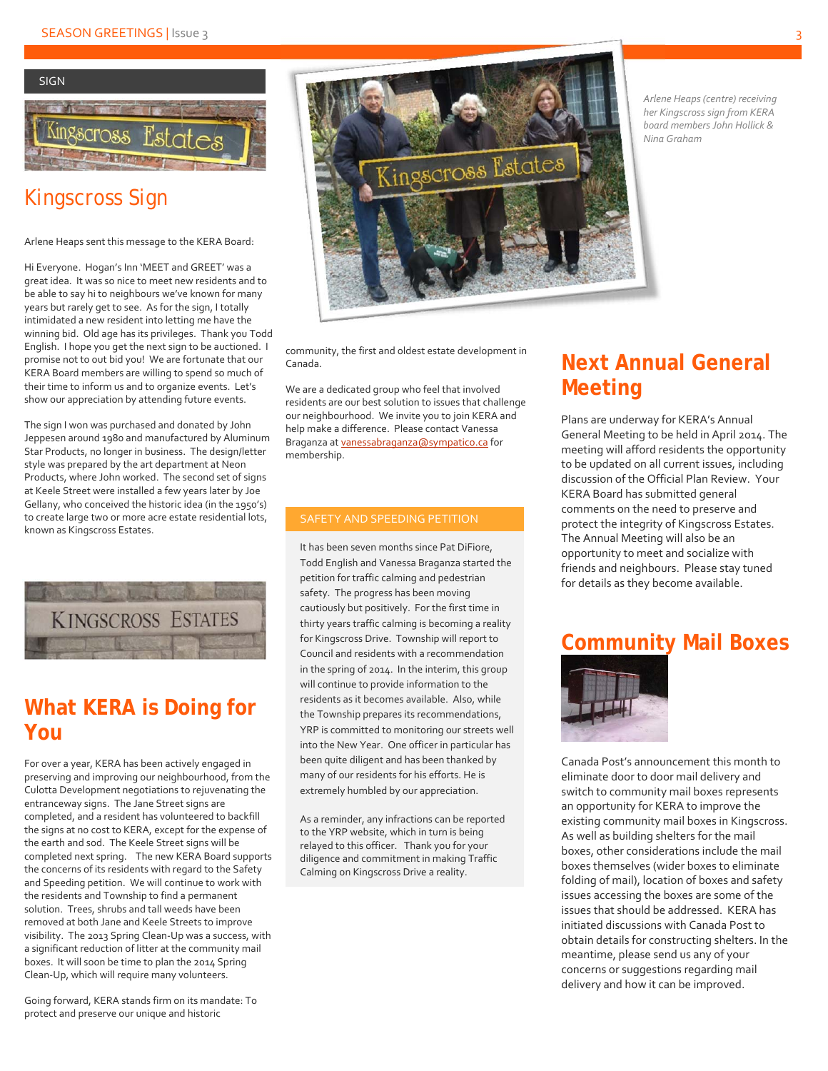SIGN

## Kingscross Sign

Arlene Heaps sent this message to the KERA Board:

Hi Everyone. Hogan's Inn 'MEET and GREET' was a great idea. It was so nice to meet new residents and to be able to say hi to neighbours we've known for many years but rarely get to see. As for the sign, I totally intimidated a new resident into letting me have the winning bid. Old age has its privileges. Thank you Todd English. I hope you get the next sign to be auctioned. I promise not to out bid you! We are fortunate that our KERA Board members are willing to spend so much of their time to inform us and to organize events. Let's show our appreciation by attending future events.

The sign I won was purchased and donated by John Jeppesen around 1980 and manufactured by Aluminum Star Products, no longer in business. The design/letter style was prepared by the art department at Neon Products, where John worked. The second set of signs at Keele Street were installed a few years later by Joe Gellany, who conceived the historic idea (in the 1950's) to create large two or more acre estate residential lots, known as Kingscross Estates.

*Arlene Heaps (centre) receiving her Kingscross sign from KERA board members John Hollick & Nina Graham*

## What KERA is Doing for You

For over a year, KERA has been actively engaged in preserving and improving our neighbourhood, from the Culotta Development negotiations to rejuvenating the entranceway signs. The Jane Street signs are completed, and a resident has volunteered to backfill the signs at no cost to KERA, except for the expense of the earth and sod. The Keele Street signs will be completed next spring. The new KERA Board supports the concerns of its residents with regard to the Safety and Speeding petition. We will continue to work with the residents and Township to find a permanent solution. Trees, shrubs and tall weeds have been removed at both Jane and Keele Streets to improve visibility. The 2013 Spring Clean-Up was a success, with a significant reduction of litter at the community mail boxes. It will soon be time to plan the 2014 Spring Clean-Up, which will require many volunteers.

Going forward, KERA stands firm on its mandate: To protect and preserve our unique and historic community, the first and oldest estate development in Canada.

We are a dedicated group who feel that involved residents are our best solution to issues that challenge our neighbourhood. We invite you to join KERA and help make a difference. Please contact Vanessa Braganza at vanessabraganza@sympatico.ca for membership.

### SAFETY AND SPEEDING PETITION

It has been seven months since Pat DiFiore, Todd English and Vanessa Braganza started the petition for traffic calming and pedestrian safety. The progress has been moving cautiously but positively. For the first time in thirty years traffic calming is becoming a reality for Kingscross Drive. Township will report to Council and residents with a recommendation in the spring of 2014. In the interim, this group will continue to provide information to the residents as it becomes available. Also, while the Township prepares its recommendations, YRP is committed to monitoring our streets well into the New Year. One officer in particular has been quite diligent and has been thanked by many of our residents for his efforts. He is extremely humbled by our appreciation.

As a reminder, any infractions can be reported to the YRP website, which in turn is being relayed to this officer. Thank you for your diligence and commitment in making Traffic Calming on Kingscross Drive a reality.

## Next Annual General Meeting

Plans are underway for KERA's Annual General Meeting to be held in April 2014. The meeting will afford residents the opportunity to be updated on all current issues, including discussion of the Official Plan Review. Your KERA Board has submitted general comments on the need to preserve and protect the integrity of Kingscross Estates. The Annual Meeting will also be an opportunity to meet and socialize with friends and neighbours. Please stay tuned for details as they become available.

## Community Mail Boxes

Canada Post's announcement this month to eliminate door to door mail delivery and switch to community mail boxes represents an opportunity for KERA to improve the existing community mail boxes in Kingscross. As well as building shelters for the mail boxes, other considerations include the mail boxes themselves (wider boxes to eliminate folding of mail), location of boxes and safety issues accessing the boxes are some of the issues that should be addressed. KERA has initiated discussions with Canada Post to obtain details for constructing shelters. In the meantime, please send us any of your concerns or suggestions regarding mail delivery and how it can be improved.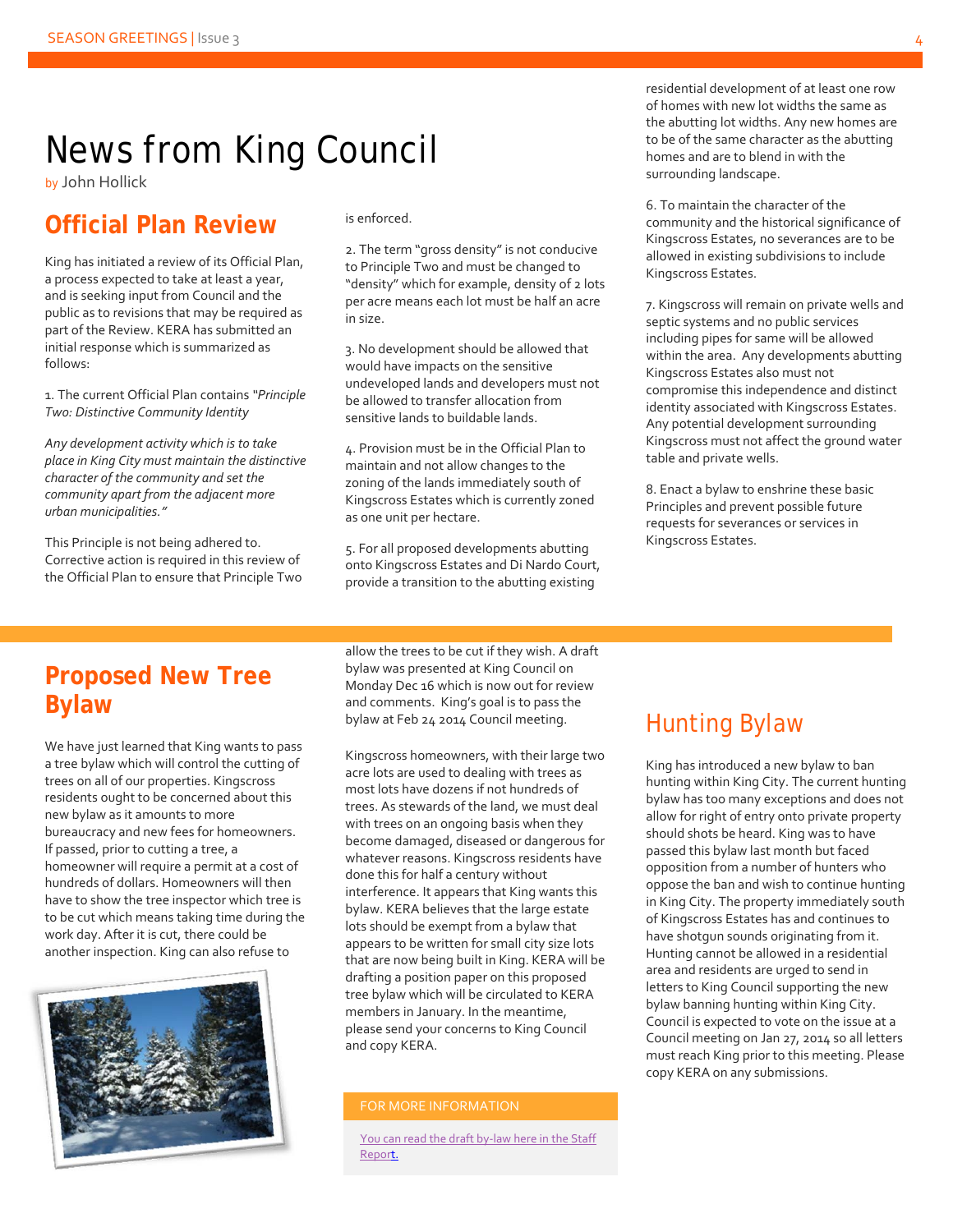# News from King Council

by John Hollick

## Official Plan Review

King has initiated a review of its Official Plan, a process expected to take at least a year, and is seeking input from Council and the public as to revisions that may be required as part of the Review. KERA has submitted an initial response which is summarized as follows:

1. The current Official Plan contains *"Principle Two: Distinctive Community Identity*

*Any development activity which is to take place in King City must maintain the distinctive character of the community and set the community apart from the adjacent more urban municipalities."*

This Principle is not being adhered to. Corrective action is required in this review of the Official Plan to ensure that Principle Two is enforced.

2. The term "gross density" is not conducive to Principle Two and must be changed to "density" which for example, density of 2 lots per acre means each lot must be half an acre in size.

3. No development should be allowed that would have impacts on the sensitive undeveloped lands and developers must not be allowed to transfer allocation from sensitive lands to buildable lands.

4. Provision must be in the Official Plan to maintain and not allow changes to the zoning of the lands immediately south of Kingscross Estates which is currently zoned as one unit per hectare.

5. For all proposed developments abutting onto Kingscross Estates and Di Nardo Court, provide a transition to the abutting existing residential development of at least one row of homes with new lot widths the same as the abutting lot widths. Any new homes are to be of the same character as the abutting homes and are to blend in with the surrounding landscape.

6. To maintain the character of the community and the historical significance of Kingscross Estates, no severances are to be allowed in existing subdivisions to include Kingscross Estates.

7. Kingscross will remain on private wells and septic systems and no public services including pipes for same will be allowed within the area. Any developments abutting Kingscross Estates also must not compromise this independence and distinct identity associated with Kingscross Estates. Any potential development surrounding Kingscross must not affect the ground water table and private wells.

8. Enact a bylaw to enshrine these basic Principles and prevent possible future requests for severances or services in Kingscross Estates.

## Proposed New Tree Bylaw

We have just learned that King wants to pass a tree bylaw which will control the cutting of trees on all of our properties. Kingscross residents ought to be concerned about this new bylaw as it amounts to more bureaucracy and new fees for homeowners. If passed, prior to cutting a tree, a homeowner will require a permit at a cost of hundreds of dollars. Homeowners will then have to show the tree inspector which tree is to be cut which means taking time during the work day. After it is cut, there could be another inspection. King can also refuse to allow the trees to be cut if they wish. A draft bylaw was presented at King Council on Monday Dec 16 which is now out for review and comments. King's goal is to pass the bylaw at Feb 24 2014 Council meeting.

Kingscross homeowners, with their large two acre lots are used to dealing with trees as most lots have dozens if not hundreds of trees. As stewards of the land, we must deal with trees on an ongoing basis when they become damaged, diseased or dangerous for whatever reasons. Kingscross residents have done this for half a century without interference. It appears that King wants this bylaw. KERA believes that the large estate lots should be exempt from a bylaw that appears to be written for small city size lots that are now being built in King. KERA will be drafting a position paper on this proposed tree bylaw which will be circulated to KERA members in January. In the meantime, please send your concerns to King Council and copy KERA.

**FOR MORE INFORMATION**

You can read the draft by-law here in the Staff Report.

## Hunting Bylaw

King has introduced a new bylaw to ban hunting within King City. The current hunting bylaw has too many exceptions and does not allow for right of entry onto private property should shots be heard. King was to have passed this bylaw last month but faced opposition from a number of hunters who oppose the ban and wish to continue hunting in King City. The property immediately south of Kingscross Estates has and continues to have shotgun sounds originating from it. Hunting cannot be allowed in a residential area and residents are urged to send in letters to King Council supporting the new bylaw banning hunting within King City. Council is expected to vote on the issue at a Council meeting on Jan 27, 2014 so all letters must reach King prior to this meeting. Please copy KERA on any submissions.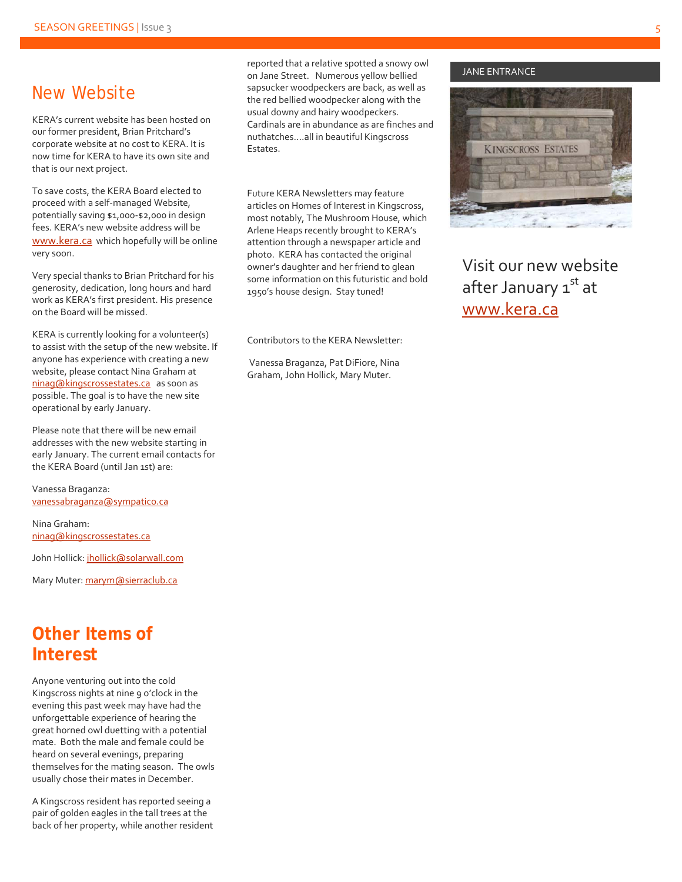## New Website

KERA's current website has been hosted on our former president, Brian Pritchard's corporate website at no cost to KERA. It is now time for KERA to have its own site and that is our next project.

To save costs, the KERA Board elected to proceed with a self-managed Website, potentially saving $1,000-$2,000 in design fees. KERA's new website address will be www.kera.ca which hopefully will be online very soon.

Very special thanks to Brian Pritchard for his generosity, dedication, long hours and hard work as KERA's first president. His presence on the Board will be missed.

KERA is currently looking for a volunteer(s) to assist with the setup of the new website. If anyone has experience with creating a new website, please contact Nina Graham at ninag@kingscrossestates.ca as soon as possible. The goal is to have the new site operational by early January.

Please note that there will be new email addresses with the new website starting in early January. The current email contacts for the KERA Board (until Jan 1st) are:

Vanessa Braganza: vanessabraganza@sympatico.ca

Nina Graham: ninag@kingscrossestates.ca

John Hollick: jhollick@solarwall.com

Mary Muter: marym@sierraclub.ca

## Other Items of Interest

Anyone venturing out into the cold Kingscross nights at nine 9 o'clock in the evening this past week may have had the unforgettable experience of hearing the great horned owl duetting with a potential mate. Both the male and female could be heard on several evenings, preparing themselves for the mating season. The owls usually chose their mates in December.

A Kingscross resident has reported seeing a pair of golden eagles in the tall trees at the back of her property, while another resident reported that a relative spotted a snowy owl on Jane Street. Numerous yellow bellied sapsucker woodpeckers are back, as well as the red bellied woodpecker along with the usual downy and hairy woodpeckers. Cardinals are in abundance as are finches and nuthatches….all in beautiful Kingscross Estates.

Future KERA Newsletters may feature articles on Homes of Interest in Kingscross, most notably, The Mushroom House, which Arlene Heaps recently brought to KERA's attention through a newspaper article and photo. KERA has contacted the original owner's daughter and her friend to glean some information on this futuristic and bold 1950's house design. Stay tuned!

Contributors to the KERA Newsletter:

Vanessa Braganza, Pat DiFiore, Nina Graham, John Hollick, Mary Muter.

JANE ENTRANCE

Visit our new website after January 1st at www.kera.ca